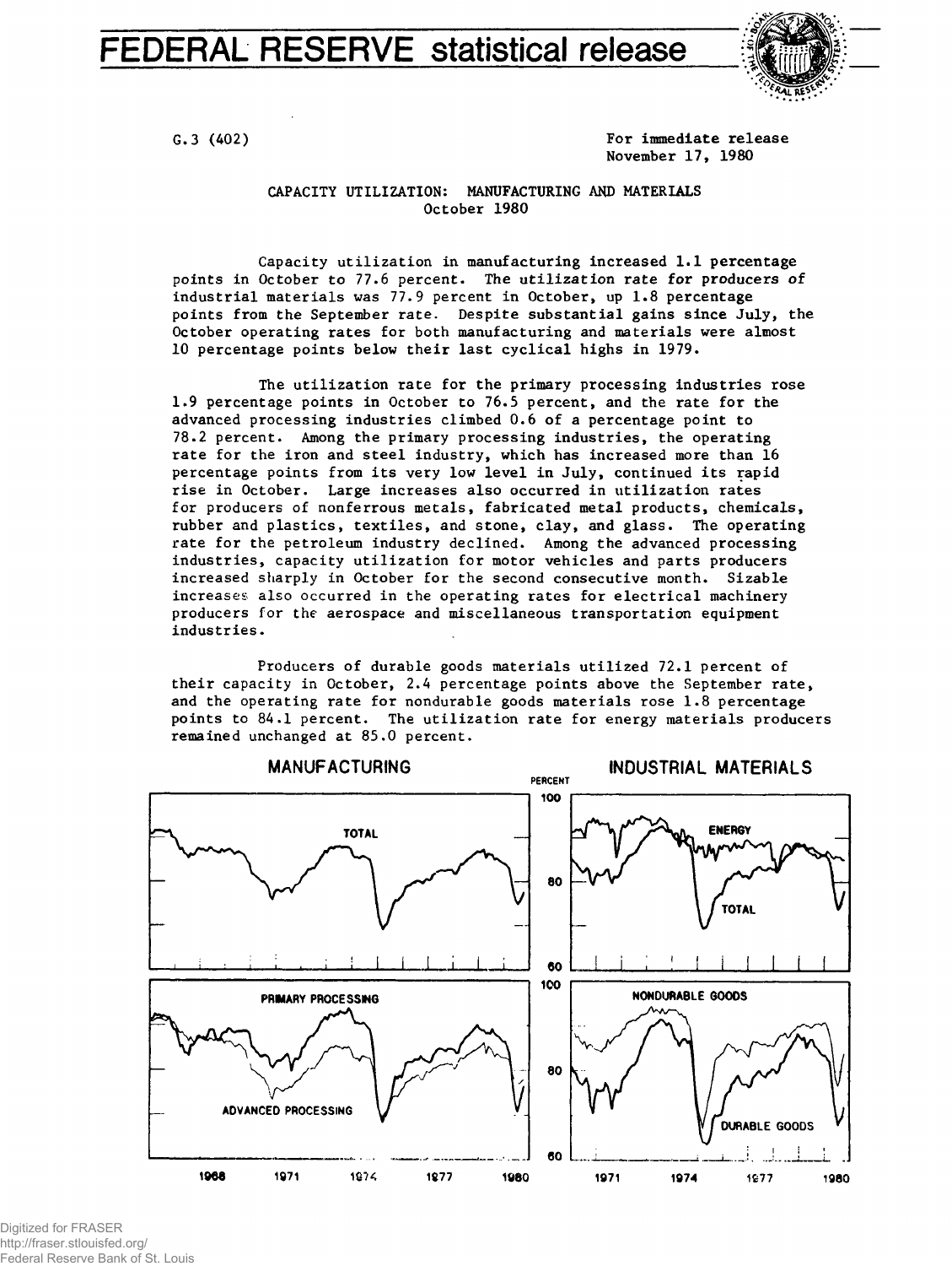# FEDERAL RESERVE statistical release

G.3 (402)

For immediate release
November 17, 1980

CAPACITY UTILIZATION: MANUFACTURING AND MATERIALS
October 1980

Capacity utilization in manufacturing increased 1.1 percentage points in October to 77.6 percent. The utilization rate for producers of industrial materials was 77.9 percent in October, up 1.8 percentage points from the September rate. Despite substantial gains since July, the October operating rates for both manufacturing and materials were almost 10 percentage points below their last cyclical highs in 1979.

The utilization rate for the primary processing industries rose 1.9 percentage points in October to 76.5 percent, and the rate for the advanced processing industries climbed 0.6 of a percentage point to 78.2 percent. Among the primary processing industries, the operating rate for the iron and steel industry, which has increased more than 16 percentage points from its very low level in July, continued its rapid rise in October. Large increases also occurred in utilization rates for producers of nonferrous metals, fabricated metal products, chemicals, rubber and plastics, textiles, and stone, clay, and glass. The operating rate for the petroleum industry declined. Among the advanced processing industries, capacity utilization for motor vehicles and parts producers increased sharply in October for the second consecutive month. Sizable increases also occurred in the operating rates for electrical machinery producers for the aerospace and miscellaneous transportation equipment industries.

Producers of durable goods materials utilized 72.1 percent of their capacity in October, 2.4 percentage points above the September rate, and the operating rate for nondurable goods materials rose 1.8 percentage points to 84.1 percent. The utilization rate for energy materials producers remained unchanged at 85.0 percent.

MANUFACTURING — TOTAL; PRIMARY PROCESSING; ADVANCED PROCESSING

INDUSTRIAL MATERIALS — ENERGY; TOTAL; NONDURABLE GOODS; DURABLE GOODS

PERCENT: 100, 80, 60

1968, 1971, 1974, 1977, 1980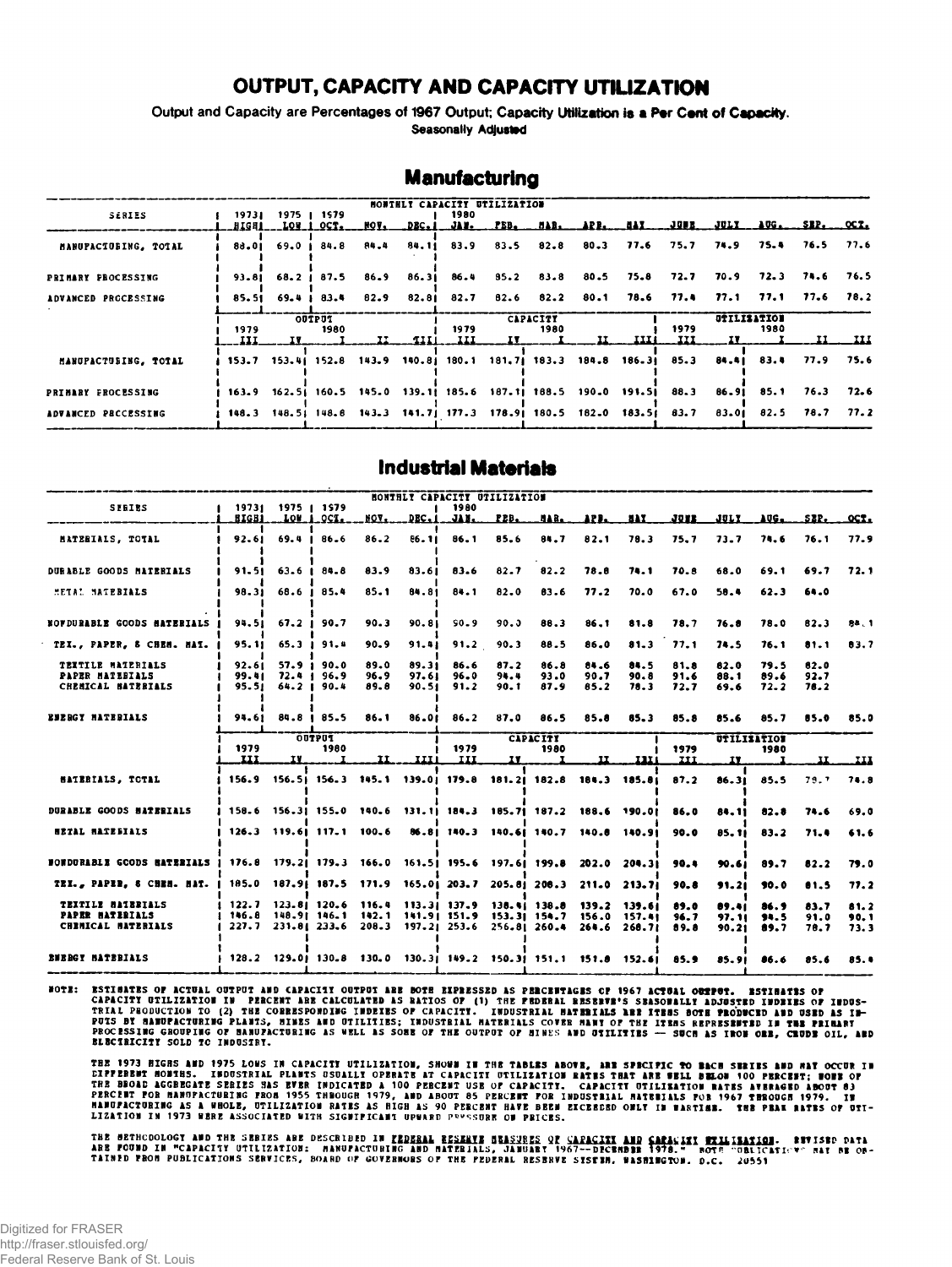# OUTPUT, CAPACITY AND CAPACITY UTILIZATION

Output and Capacity are Percentages of 1967 Output; Capacity Utilization is a Per Cent of Capacity.
Seasonally Adjusted

## Manufacturing

| SERIES | 1973 HIGH | 1975 LOW | 1979 OCT. | NOV. | DEC. | 1980 JAN. | FEB. | MAR. | APR. | MAY | JUNE | JULY | AUG. | SEP. | OCT. |
|---|---|---|---|---|---|---|---|---|---|---|---|---|---|---|---|
| | MONTHLY CAPACITY UTILIZATION | | | | | | | | | | | | | | |
| MANUFACTURING, TOTAL | 88.0 | 69.0 | 84.8 | 84.4 | 84.1 | 83.9 | 83.5 | 82.8 | 80.3 | 77.6 | 75.7 | 74.9 | 75.4 | 76.5 | 77.6 |
| PRIMARY PROCESSING | 93.8 | 68.2 | 87.5 | 86.9 | 86.3 | 86.4 | 85.2 | 83.8 | 80.5 | 75.8 | 72.7 | 70.9 | 72.3 | 74.6 | 76.5 |
| ADVANCED PROCESSING | 85.5 | 69.4 | 83.4 | 82.9 | 82.8 | 82.7 | 82.6 | 82.2 | 80.1 | 78.6 | 77.4 | 77.1 | 77.1 | 77.6 | 78.2 |

| SERIES | OUTPUT 1979 III | IV | 1980 I | II | III | CAPACITY 1979 III | IV | 1980 I | II | III | UTILIZATION 1979 III | IV | 1980 I | II | III |
|---|---|---|---|---|---|---|---|---|---|---|---|---|---|---|---|
| MANUFACTURING, TOTAL | 153.7 | 153.4 | 152.8 | 143.9 | 140.8 | 180.1 | 181.7 | 183.3 | 184.8 | 186.3 | 85.3 | 84.4 | 83.4 | 77.9 | 75.6 |
| PRIMARY PROCESSING | 163.9 | 162.5 | 160.5 | 145.0 | 139.1 | 185.6 | 187.1 | 188.5 | 190.0 | 191.5 | 88.3 | 86.9 | 85.1 | 76.3 | 72.6 |
| ADVANCED PROCESSING | 148.3 | 148.5 | 148.6 | 143.3 | 141.7 | 177.3 | 178.9 | 180.5 | 182.0 | 183.5 | 83.7 | 83.0 | 82.5 | 78.7 | 77.2 |

## Industrial Materials

| SERIES | 1973 HIGH | 1975 LOW | 1979 OCT. | NOV. | DEC. | 1980 JAN. | FEB. | MAR. | APR. | MAY | JUNE | JULY | AUG. | SEP. | OCT. |
|---|---|---|---|---|---|---|---|---|---|---|---|---|---|---|---|
| | MONTHLY CAPACITY UTILIZATION | | | | | | | | | | | | | | |
| MATERIALS, TOTAL | 92.6 | 69.4 | 86.6 | 86.2 | 86.1 | 86.1 | 85.6 | 84.7 | 82.1 | 78.3 | 75.7 | 73.7 | 74.6 | 76.1 | 77.9 |
| DURABLE GOODS MATERIALS | 91.5 | 63.6 | 84.8 | 83.9 | 83.6 | 83.6 | 82.7 | 82.2 | 78.8 | 74.1 | 70.8 | 68.0 | 69.1 | 69.7 | 72.1 |
| METAL MATERIALS | 98.3 | 68.6 | 85.4 | 85.1 | 84.8 | 84.1 | 82.0 | 83.6 | 77.2 | 70.0 | 67.0 | 58.4 | 62.3 | 64.0 | |
| NONDURABLE GOODS MATERIALS | 94.5 | 67.2 | 90.7 | 90.3 | 90.8 | 90.9 | 90.0 | 88.3 | 86.1 | 81.8 | 78.7 | 76.8 | 78.0 | 82.3 | 84.1 |
| TEX., PAPER, & CHEM. MAT. | 95.1 | 65.3 | 91.4 | 90.9 | 91.4 | 91.2 | 90.3 | 88.5 | 86.0 | 81.3 | 77.1 | 74.5 | 76.1 | 81.1 | 83.7 |
| TEXTILE MATERIALS | 92.6 | 57.9 | 90.0 | 89.0 | 89.3 | 86.6 | 87.2 | 86.8 | 84.6 | 84.5 | 81.8 | 82.0 | 79.5 | 82.0 | |
| PAPER MATERIALS | 99.4 | 72.4 | 96.9 | 96.9 | 97.6 | 96.0 | 94.4 | 93.0 | 90.7 | 90.8 | 91.6 | 88.1 | 89.6 | 92.7 | |
| CHEMICAL MATERIALS | 95.5 | 64.2 | 90.4 | 89.8 | 90.5 | 91.2 | 90.1 | 87.9 | 85.2 | 78.3 | 72.7 | 69.6 | 72.2 | 78.2 | |
| ENERGY MATERIALS | 94.6 | 84.8 | 85.5 | 86.1 | 86.0 | 86.2 | 87.0 | 86.5 | 85.8 | 85.3 | 85.8 | 85.6 | 85.7 | 85.0 | 85.0 |

| SERIES | OUTPUT 1979 III | IV | 1980 I | II | III | CAPACITY 1979 III | IV | 1980 I | II | III | UTILIZATION 1979 III | IV | 1980 I | II | III |
|---|---|---|---|---|---|---|---|---|---|---|---|---|---|---|---|
| MATERIALS, TOTAL | 156.9 | 156.5 | 156.3 | 145.1 | 139.0 | 179.8 | 181.2 | 182.8 | 184.3 | 185.8 | 87.2 | 86.3 | 85.5 | 78.7 | 74.8 |
| DURABLE GOODS MATERIALS | 158.6 | 156.3 | 155.0 | 140.6 | 131.1 | 184.3 | 185.7 | 187.2 | 188.6 | 190.0 | 86.0 | 84.1 | 82.8 | 74.6 | 69.0 |
| METAL MATERIALS | 126.3 | 119.6 | 117.1 | 100.6 | 86.8 | 140.3 | 140.6 | 140.7 | 140.8 | 140.9 | 90.0 | 85.1 | 83.2 | 71.4 | 61.6 |
| NONDURABLE GOODS MATERIALS | 176.8 | 179.2 | 179.3 | 166.0 | 161.5 | 195.6 | 197.6 | 199.8 | 202.0 | 204.3 | 90.4 | 90.6 | 89.7 | 82.2 | 79.0 |
| TEX., PAPER, & CHEM. MAT. | 185.0 | 187.9 | 187.5 | 171.9 | 165.0 | 203.7 | 205.8 | 208.3 | 211.0 | 213.7 | 90.8 | 91.2 | 90.0 | 81.5 | 77.2 |
| TEXTILE MATERIALS | 122.7 | 123.8 | 120.6 | 116.4 | 113.3 | 137.9 | 138.4 | 138.8 | 139.2 | 139.6 | 89.0 | 89.4 | 86.9 | 83.7 | 81.2 |
| PAPER MATERIALS | 146.8 | 148.9 | 146.1 | 142.1 | 141.9 | 151.9 | 153.3 | 154.7 | 156.0 | 157.4 | 96.7 | 97.1 | 94.5 | 91.0 | 90.1 |
| CHEMICAL MATERIALS | 227.7 | 231.8 | 233.6 | 208.3 | 197.2 | 253.6 | 256.8 | 260.4 | 264.6 | 268.7 | 89.8 | 90.2 | 89.7 | 78.7 | 73.3 |
| ENERGY MATERIALS | 128.2 | 129.0 | 130.8 | 130.0 | 130.3 | 149.2 | 150.3 | 151.1 | 151.8 | 152.6 | 85.9 | 85.9 | 86.6 | 85.6 | 85.4 |

NOTE: ESTIMATES OF ACTUAL OUTPUT AND CAPACITY OUTPUT ARE BOTH EXPRESSED AS PERCENTAGES OF 1967 ACTUAL OUTPUT. ESTIMATES OF CAPACITY UTILIZATION IN PERCENT ARE CALCULATED AS RATIOS OF (1) THE FEDERAL RESERVE'S SEASONALLY ADJUSTED INDEXES OF INDUSTRIAL PRODUCTION TO (2) THE CORRESPONDING INDEXES OF CAPACITY. INDUSTRIAL MATERIALS ARE ITEMS BOTH PRODUCED AND USED AS INPUTS BY MANUFACTURING PLANTS, MINES AND UTILITIES; INDUSTRIAL MATERIALS COVER MANY OF THE ITEMS REPRESENTED IN THE PRIMARY PROCESSING GROUPING OF MANUFACTURING AS WELL AS SOME OF THE OUTPUT OF MINES AND UTILITIES — SUCH AS IRON ORE, CRUDE OIL, AND ELECTRICITY SOLD TO INDUSTRY.

THE 1973 HIGHS AND 1975 LOWS IN CAPACITY UTILIZATION, SHOWN IN THE TABLES ABOVE, ARE SPECIFIC TO EACH SERIES AND MAY OCCUR IN DIFFERENT MONTHS. INDUSTRIAL PLANTS USUALLY OPERATE AT CAPACITY UTILIZATION RATES THAT ARE WELL BELOW 100 PERCENT; NONE OF THE BROAD AGGREGATE SERIES HAS EVER INDICATED A 100 PERCENT USE OF CAPACITY. CAPACITY UTILIZATION RATES AVERAGED ABOUT 83 PERCENT FOR MANUFACTURING FROM 1955 THROUGH 1979, AND ABOUT 85 PERCENT FOR INDUSTRIAL MATERIALS FOR 1967 THROUGH 1979. IN MANUFACTURING AS A WHOLE, UTILIZATION RATES AS HIGH AS 90 PERCENT HAVE BEEN EXCEEDED ONLY IN WARTIME. THE PEAK RATES OF UTILIZATION IN 1973 WERE ASSOCIATED WITH SIGNIFICANT UPWARD PRESSURE ON PRICES.

THE METHODOLOGY AND THE SERIES ARE DESCRIBED IN FEDERAL RESERVE MEASURES OF CAPACITY AND CAPACITY UTILIZATION. REVISED DATA ARE FOUND IN "CAPACITY UTILIZATION: MANUFACTURING AND MATERIALS, JANUARY 1967--DECEMBER 1978." BOTH PUBLICATIONS MAY BE OBTAINED FROM PUBLICATIONS SERVICES, BOARD OF GOVERNORS OF THE FEDERAL RESERVE SYSTEM, WASHINGTON, D.C. 20551